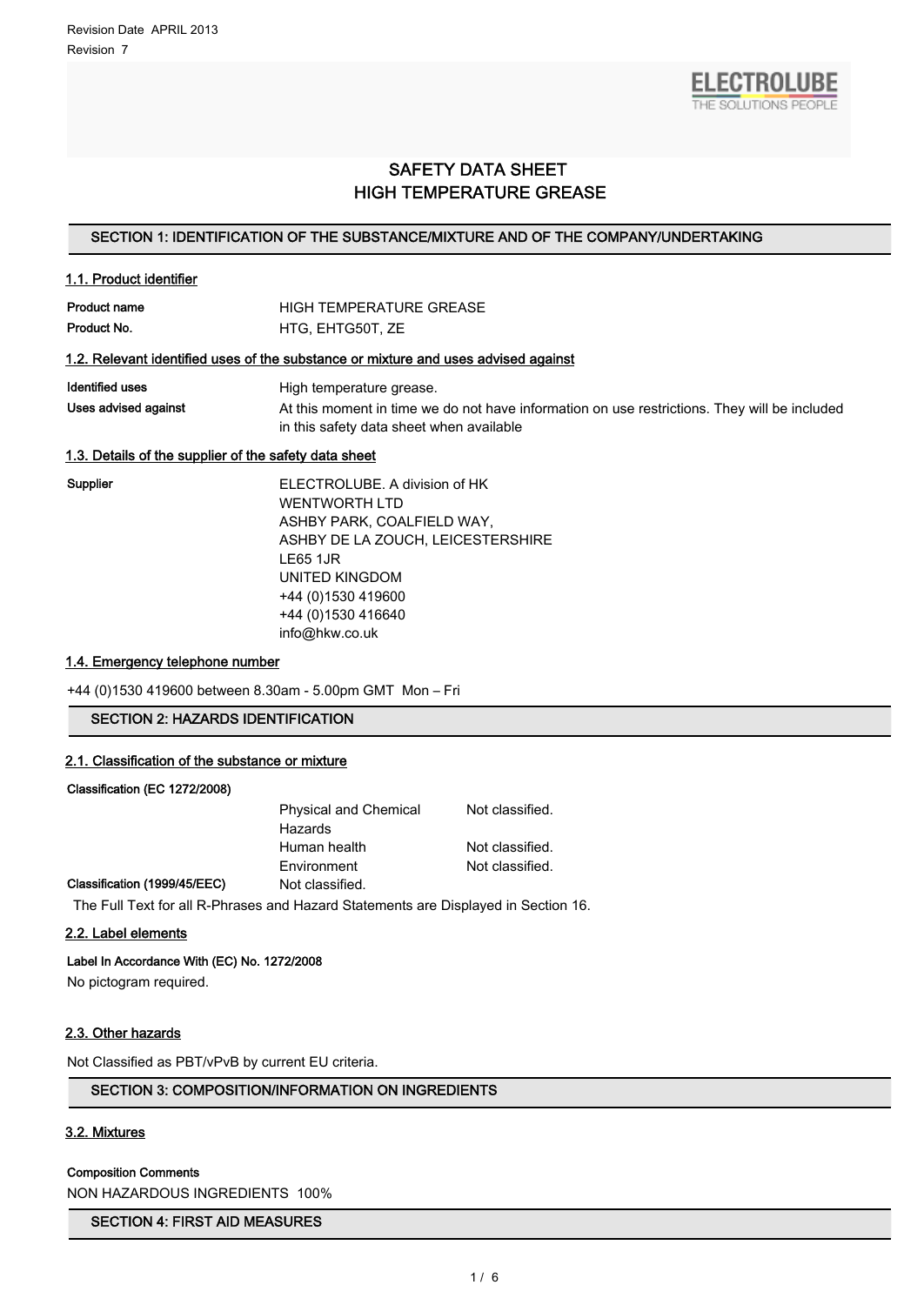Revision Date APRIL 2013

Revision 7

ELECTROLUBE
THE SOLUTIONS PEOPLE

# SAFETY DATA SHEET
# HIGH TEMPERATURE GREASE

## SECTION 1: IDENTIFICATION OF THE SUBSTANCE/MIXTURE AND OF THE COMPANY/UNDERTAKING

### 1.1. Product identifier

**Product name** HIGH TEMPERATURE GREASE

**Product No.** HTG, EHTG50T, ZE

### 1.2. Relevant identified uses of the substance or mixture and uses advised against

**Identified uses** High temperature grease.

**Uses advised against** At this moment in time we do not have information on use restrictions. They will be included in this safety data sheet when available

### 1.3. Details of the supplier of the safety data sheet

**Supplier**

ELECTROLUBE. A division of HK
WENTWORTH LTD
ASHBY PARK, COALFIELD WAY,
ASHBY DE LA ZOUCH, LEICESTERSHIRE
LE65 1JR
UNITED KINGDOM
+44 (0)1530 419600
+44 (0)1530 416640
info@hkw.co.uk

### 1.4. Emergency telephone number

+44 (0)1530 419600 between 8.30am - 5.00pm GMT Mon – Fri

## SECTION 2: HAZARDS IDENTIFICATION

### 2.1. Classification of the substance or mixture

**Classification (EC 1272/2008)**

| | | |
|---|---|---|
| | Physical and Chemical Hazards | Not classified. |
| | Human health | Not classified. |
| | Environment | Not classified. |
| **Classification (1999/45/EEC)** | Not classified. | |

The Full Text for all R-Phrases and Hazard Statements are Displayed in Section 16.

### 2.2. Label elements

**Label In Accordance With (EC) No. 1272/2008**

No pictogram required.

### 2.3. Other hazards

Not Classified as PBT/vPvB by current EU criteria.

## SECTION 3: COMPOSITION/INFORMATION ON INGREDIENTS

### 3.2. Mixtures

**Composition Comments**

NON HAZARDOUS INGREDIENTS 100%

## SECTION 4: FIRST AID MEASURES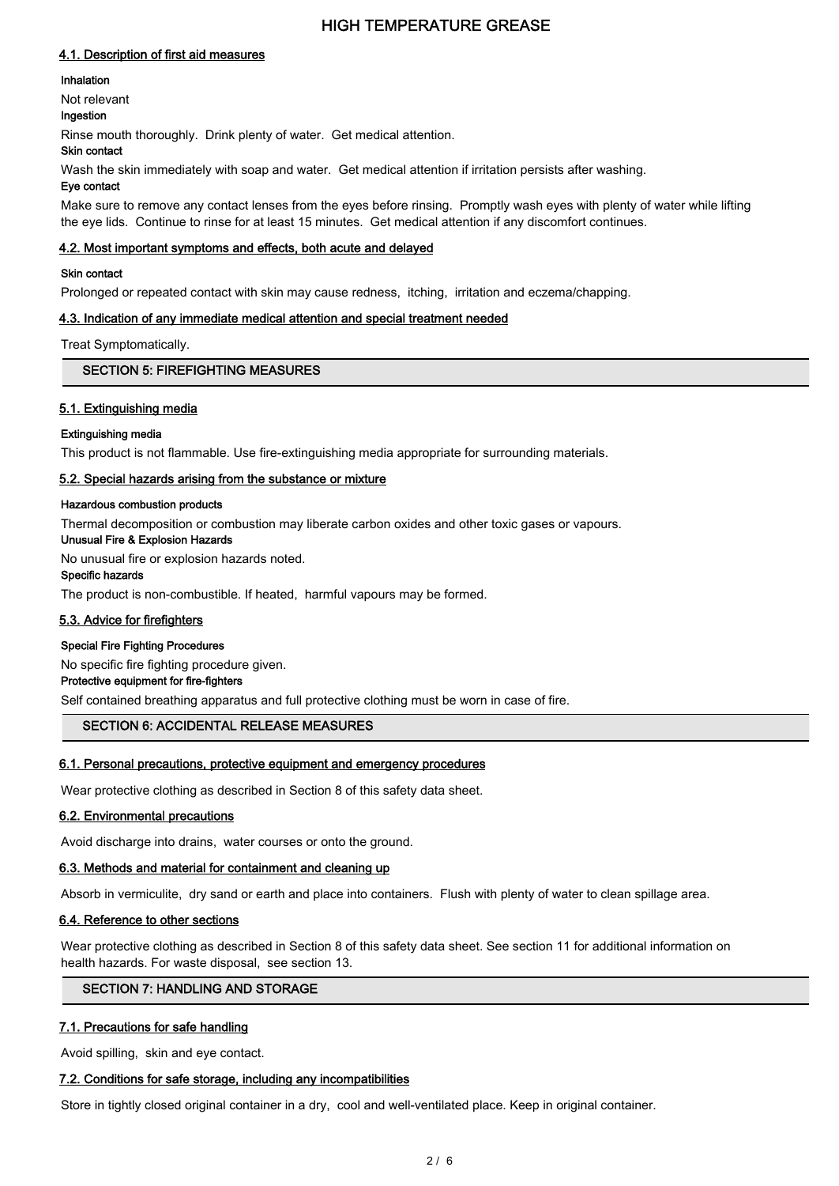### 4.1. Description of first aid measures

**Inhalation**

Not relevant

**Ingestion**

Rinse mouth thoroughly. Drink plenty of water. Get medical attention.

**Skin contact**

Wash the skin immediately with soap and water. Get medical attention if irritation persists after washing.

**Eye contact**

Make sure to remove any contact lenses from the eyes before rinsing. Promptly wash eyes with plenty of water while lifting the eye lids. Continue to rinse for at least 15 minutes. Get medical attention if any discomfort continues.

### 4.2. Most important symptoms and effects, both acute and delayed

**Skin contact**

Prolonged or repeated contact with skin may cause redness, itching, irritation and eczema/chapping.

### 4.3. Indication of any immediate medical attention and special treatment needed

Treat Symptomatically.

## SECTION 5: FIREFIGHTING MEASURES

### 5.1. Extinguishing media

**Extinguishing media**

This product is not flammable. Use fire-extinguishing media appropriate for surrounding materials.

### 5.2. Special hazards arising from the substance or mixture

**Hazardous combustion products**

Thermal decomposition or combustion may liberate carbon oxides and other toxic gases or vapours.

**Unusual Fire & Explosion Hazards**

No unusual fire or explosion hazards noted.

**Specific hazards**

The product is non-combustible. If heated, harmful vapours may be formed.

### 5.3. Advice for firefighters

**Special Fire Fighting Procedures**

No specific fire fighting procedure given.

**Protective equipment for fire-fighters**

Self contained breathing apparatus and full protective clothing must be worn in case of fire.

## SECTION 6: ACCIDENTAL RELEASE MEASURES

### 6.1. Personal precautions, protective equipment and emergency procedures

Wear protective clothing as described in Section 8 of this safety data sheet.

### 6.2. Environmental precautions

Avoid discharge into drains, water courses or onto the ground.

### 6.3. Methods and material for containment and cleaning up

Absorb in vermiculite, dry sand or earth and place into containers. Flush with plenty of water to clean spillage area.

### 6.4. Reference to other sections

Wear protective clothing as described in Section 8 of this safety data sheet. See section 11 for additional information on health hazards. For waste disposal, see section 13.

## SECTION 7: HANDLING AND STORAGE

### 7.1. Precautions for safe handling

Avoid spilling, skin and eye contact.

### 7.2. Conditions for safe storage, including any incompatibilities

Store in tightly closed original container in a dry, cool and well-ventilated place. Keep in original container.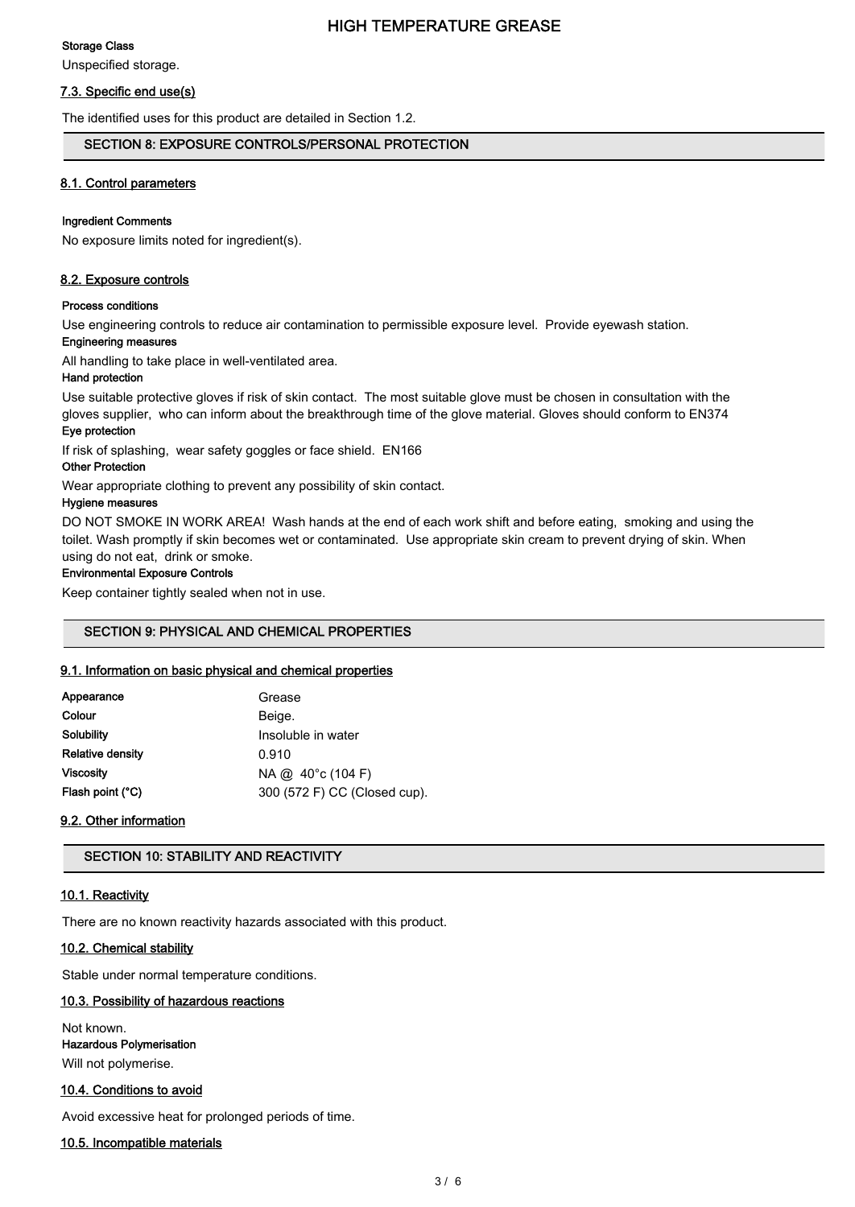**Storage Class**

Unspecified storage.

### 7.3. Specific end use(s)

The identified uses for this product are detailed in Section 1.2.

## SECTION 8: EXPOSURE CONTROLS/PERSONAL PROTECTION

### 8.1. Control parameters

**Ingredient Comments**

No exposure limits noted for ingredient(s).

### 8.2. Exposure controls

**Process conditions**

Use engineering controls to reduce air contamination to permissible exposure level. Provide eyewash station.

**Engineering measures**

All handling to take place in well-ventilated area.

**Hand protection**

Use suitable protective gloves if risk of skin contact. The most suitable glove must be chosen in consultation with the gloves supplier, who can inform about the breakthrough time of the glove material. Gloves should conform to EN374

**Eye protection**

If risk of splashing, wear safety goggles or face shield. EN166

**Other Protection**

Wear appropriate clothing to prevent any possibility of skin contact.

**Hygiene measures**

DO NOT SMOKE IN WORK AREA! Wash hands at the end of each work shift and before eating, smoking and using the toilet. Wash promptly if skin becomes wet or contaminated. Use appropriate skin cream to prevent drying of skin. When using do not eat, drink or smoke.

**Environmental Exposure Controls**

Keep container tightly sealed when not in use.

## SECTION 9: PHYSICAL AND CHEMICAL PROPERTIES

### 9.1. Information on basic physical and chemical properties

| | |
|---|---|
| **Appearance** | Grease |
| **Colour** | Beige. |
| **Solubility** | Insoluble in water |
| **Relative density** | 0.910 |
| **Viscosity** | NA @ 40°c (104 F) |
| **Flash point (°C)** | 300 (572 F) CC (Closed cup). |

### 9.2. Other information

## SECTION 10: STABILITY AND REACTIVITY

### 10.1. Reactivity

There are no known reactivity hazards associated with this product.

### 10.2. Chemical stability

Stable under normal temperature conditions.

### 10.3. Possibility of hazardous reactions

Not known.

**Hazardous Polymerisation**

Will not polymerise.

### 10.4. Conditions to avoid

Avoid excessive heat for prolonged periods of time.

### 10.5. Incompatible materials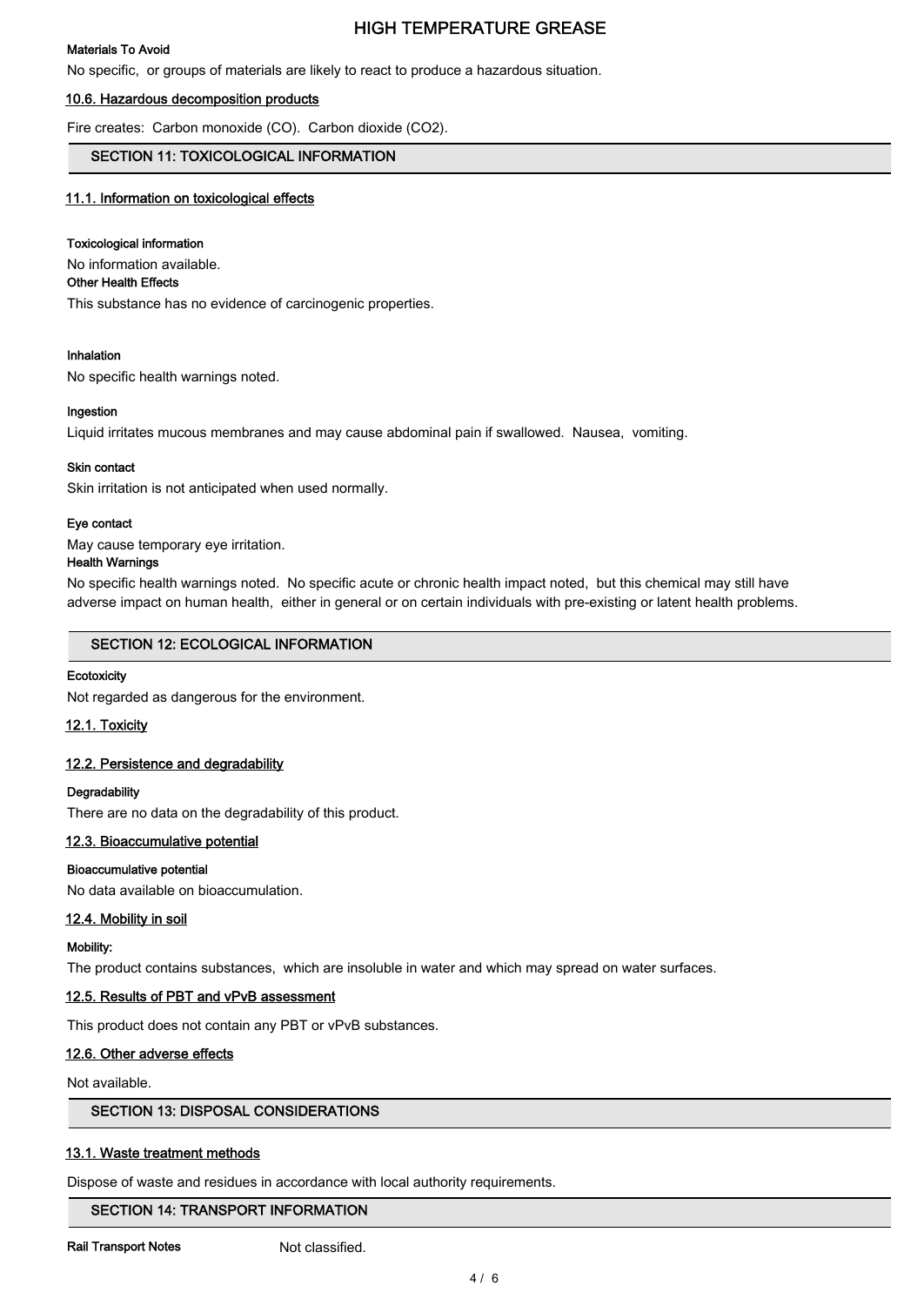**Materials To Avoid**

No specific, or groups of materials are likely to react to produce a hazardous situation.

### 10.6. Hazardous decomposition products

Fire creates: Carbon monoxide (CO). Carbon dioxide ($CO_2$).

## SECTION 11: TOXICOLOGICAL INFORMATION

### 11.1. Information on toxicological effects

**Toxicological information**

No information available.

**Other Health Effects**

This substance has no evidence of carcinogenic properties.

**Inhalation**

No specific health warnings noted.

**Ingestion**

Liquid irritates mucous membranes and may cause abdominal pain if swallowed. Nausea, vomiting.

**Skin contact**

Skin irritation is not anticipated when used normally.

**Eye contact**

May cause temporary eye irritation.

**Health Warnings**

No specific health warnings noted. No specific acute or chronic health impact noted, but this chemical may still have adverse impact on human health, either in general or on certain individuals with pre-existing or latent health problems.

## SECTION 12: ECOLOGICAL INFORMATION

**Ecotoxicity**

Not regarded as dangerous for the environment.

### 12.1. Toxicity

### 12.2. Persistence and degradability

**Degradability**

There are no data on the degradability of this product.

### 12.3. Bioaccumulative potential

**Bioaccumulative potential**

No data available on bioaccumulation.

### 12.4. Mobility in soil

**Mobility:**

The product contains substances, which are insoluble in water and which may spread on water surfaces.

### 12.5. Results of PBT and vPvB assessment

This product does not contain any PBT or vPvB substances.

### 12.6. Other adverse effects

Not available.

## SECTION 13: DISPOSAL CONSIDERATIONS

### 13.1. Waste treatment methods

Dispose of waste and residues in accordance with local authority requirements.

## SECTION 14: TRANSPORT INFORMATION

**Rail Transport Notes** Not classified.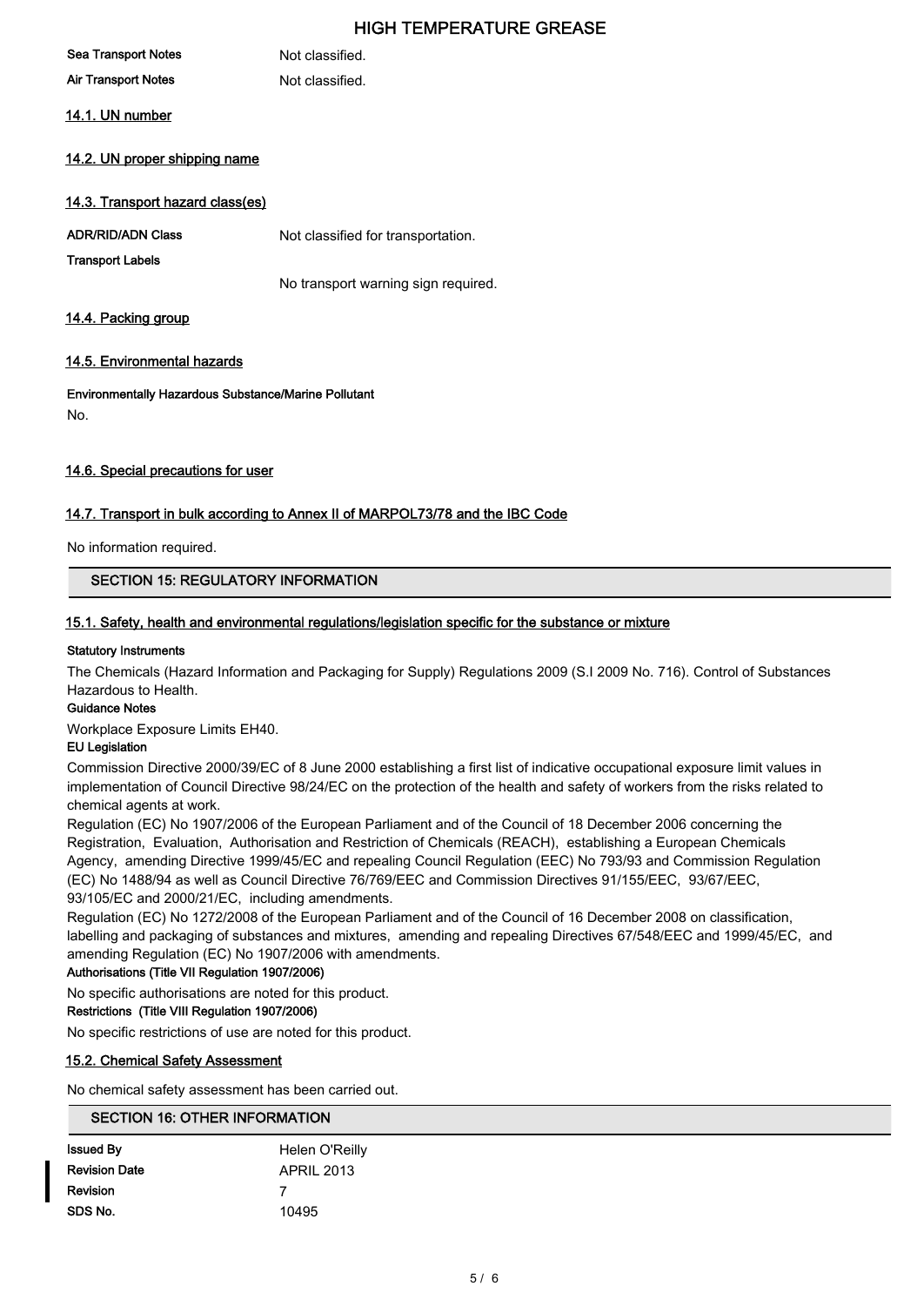**Sea Transport Notes** Not classified.

**Air Transport Notes** Not classified.

### 14.1. UN number

### 14.2. UN proper shipping name

### 14.3. Transport hazard class(es)

**ADR/RID/ADN Class** Not classified for transportation.

**Transport Labels**

No transport warning sign required.

### 14.4. Packing group

### 14.5. Environmental hazards

**Environmentally Hazardous Substance/Marine Pollutant**

No.

### 14.6. Special precautions for user

### 14.7. Transport in bulk according to Annex II of MARPOL73/78 and the IBC Code

No information required.

## SECTION 15: REGULATORY INFORMATION

### 15.1. Safety, health and environmental regulations/legislation specific for the substance or mixture

**Statutory Instruments**

The Chemicals (Hazard Information and Packaging for Supply) Regulations 2009 (S.I 2009 No. 716). Control of Substances Hazardous to Health.

**Guidance Notes**

Workplace Exposure Limits EH40.

**EU Legislation**

Commission Directive 2000/39/EC of 8 June 2000 establishing a first list of indicative occupational exposure limit values in implementation of Council Directive 98/24/EC on the protection of the health and safety of workers from the risks related to chemical agents at work.

Regulation (EC) No 1907/2006 of the European Parliament and of the Council of 18 December 2006 concerning the Registration, Evaluation, Authorisation and Restriction of Chemicals (REACH), establishing a European Chemicals Agency, amending Directive 1999/45/EC and repealing Council Regulation (EEC) No 793/93 and Commission Regulation (EC) No 1488/94 as well as Council Directive 76/769/EEC and Commission Directives 91/155/EEC, 93/67/EEC, 93/105/EC and 2000/21/EC, including amendments.

Regulation (EC) No 1272/2008 of the European Parliament and of the Council of 16 December 2008 on classification, labelling and packaging of substances and mixtures, amending and repealing Directives 67/548/EEC and 1999/45/EC, and amending Regulation (EC) No 1907/2006 with amendments.

**Authorisations (Title VII Regulation 1907/2006)**

No specific authorisations are noted for this product.

**Restrictions (Title VIII Regulation 1907/2006)**

No specific restrictions of use are noted for this product.

### 15.2. Chemical Safety Assessment

No chemical safety assessment has been carried out.

## SECTION 16: OTHER INFORMATION

**Issued By** Helen O'Reilly

**Revision Date** APRIL 2013

**Revision** 7

**SDS No.** 10495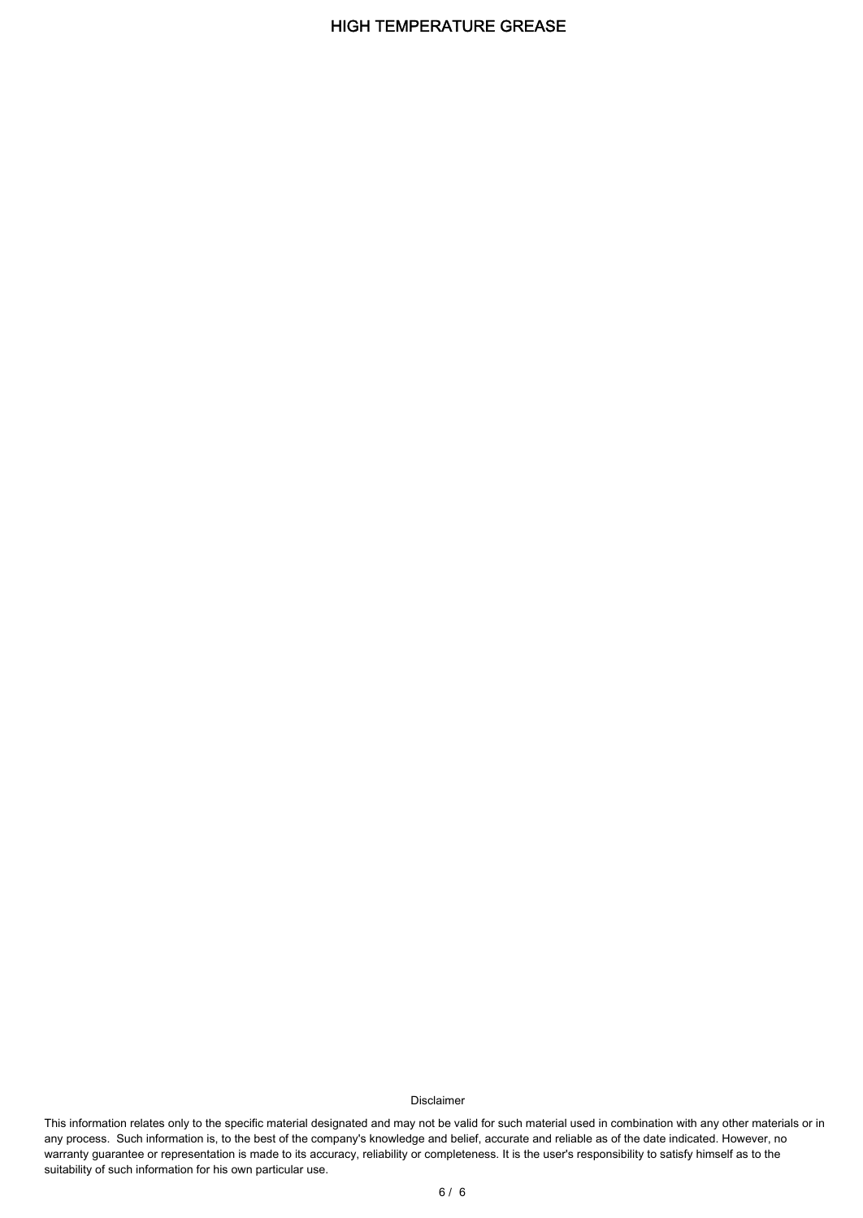Disclaimer

This information relates only to the specific material designated and may not be valid for such material used in combination with any other materials or in any process. Such information is, to the best of the company's knowledge and belief, accurate and reliable as of the date indicated. However, no warranty guarantee or representation is made to its accuracy, reliability or completeness. It is the user's responsibility to satisfy himself as to the suitability of such information for his own particular use.